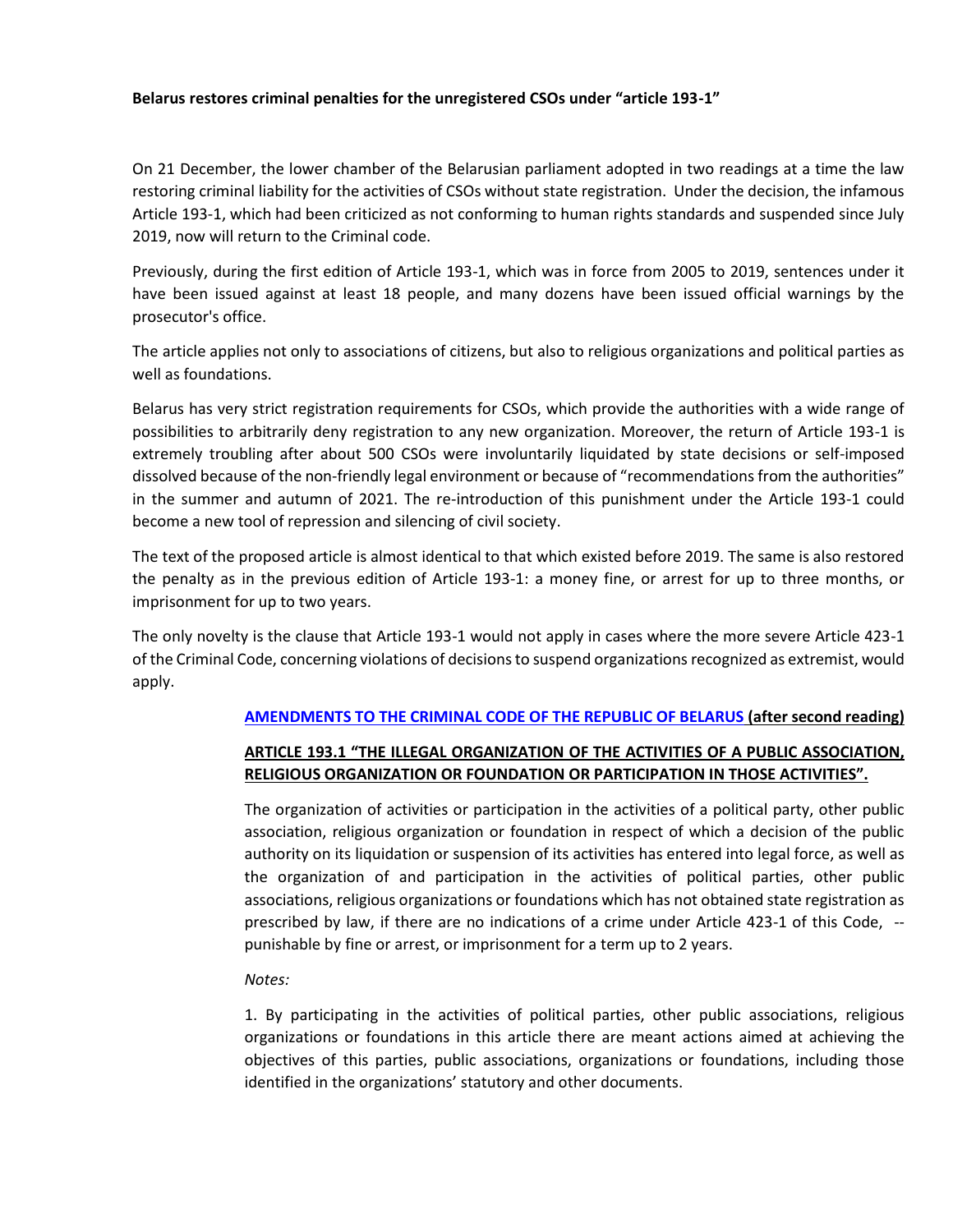**Belarus restores criminal penalties for the unregistered CSOs under "article 193-1"**

On 21 December, the lower chamber of the Belarusian parliament adopted in two readings at a time the law restoring criminal liability for the activities of CSOs without state registration. Under the decision, the infamous Article 193-1, which had been criticized as not conforming to human rights standards and suspended since July 2019, now will return to the Criminal code.

Previously, during the first edition of Article 193-1, which was in force from 2005 to 2019, sentences under it have been issued against at least 18 people, and many dozens have been issued official warnings by the prosecutor's office.

The article applies not only to associations of citizens, but also to religious organizations and political parties as well as foundations.

Belarus has very strict registration requirements for CSOs, which provide the authorities with a wide range of possibilities to arbitrarily deny registration to any new organization. Moreover, the return of Article 193-1 is extremely troubling after about 500 CSOs were involuntarily liquidated by state decisions or self-imposed dissolved because of the non-friendly legal environment or because of "recommendations from the authorities" in the summer and autumn of 2021. The re-introduction of this punishment under the Article 193-1 could become a new tool of repression and silencing of civil society.

The text of the proposed article is almost identical to that which existed before 2019. The same is also restored the penalty as in the previous edition of Article 193-1: a money fine, or arrest for up to three months, or imprisonment for up to two years.

The only novelty is the clause that Article 193-1 would not apply in cases where the more severe Article 423-1 of the Criminal Code, concerning violations of decisions to suspend organizations recognized as extremist, would apply.

**AMENDMENTS TO THE CRIMINAL CODE OF THE REPUBLIC OF BELARUS (after second reading)**

**ARTICLE 193.1 "THE ILLEGAL ORGANIZATION OF THE ACTIVITIES OF A PUBLIC ASSOCIATION, RELIGIOUS ORGANIZATION OR FOUNDATION OR PARTICIPATION IN THOSE ACTIVITIES".**

The organization of activities or participation in the activities of a political party, other public association, religious organization or foundation in respect of which a decision of the public authority on its liquidation or suspension of its activities has entered into legal force, as well as the organization of and participation in the activities of political parties, other public associations, religious organizations or foundations which has not obtained state registration as prescribed by law, if there are no indications of a crime under Article 423-1 of this Code, -- punishable by fine or arrest, or imprisonment for a term up to 2 years.

*Notes:*

1. By participating in the activities of political parties, other public associations, religious organizations or foundations in this article there are meant actions aimed at achieving the objectives of this parties, public associations, organizations or foundations, including those identified in the organizations' statutory and other documents.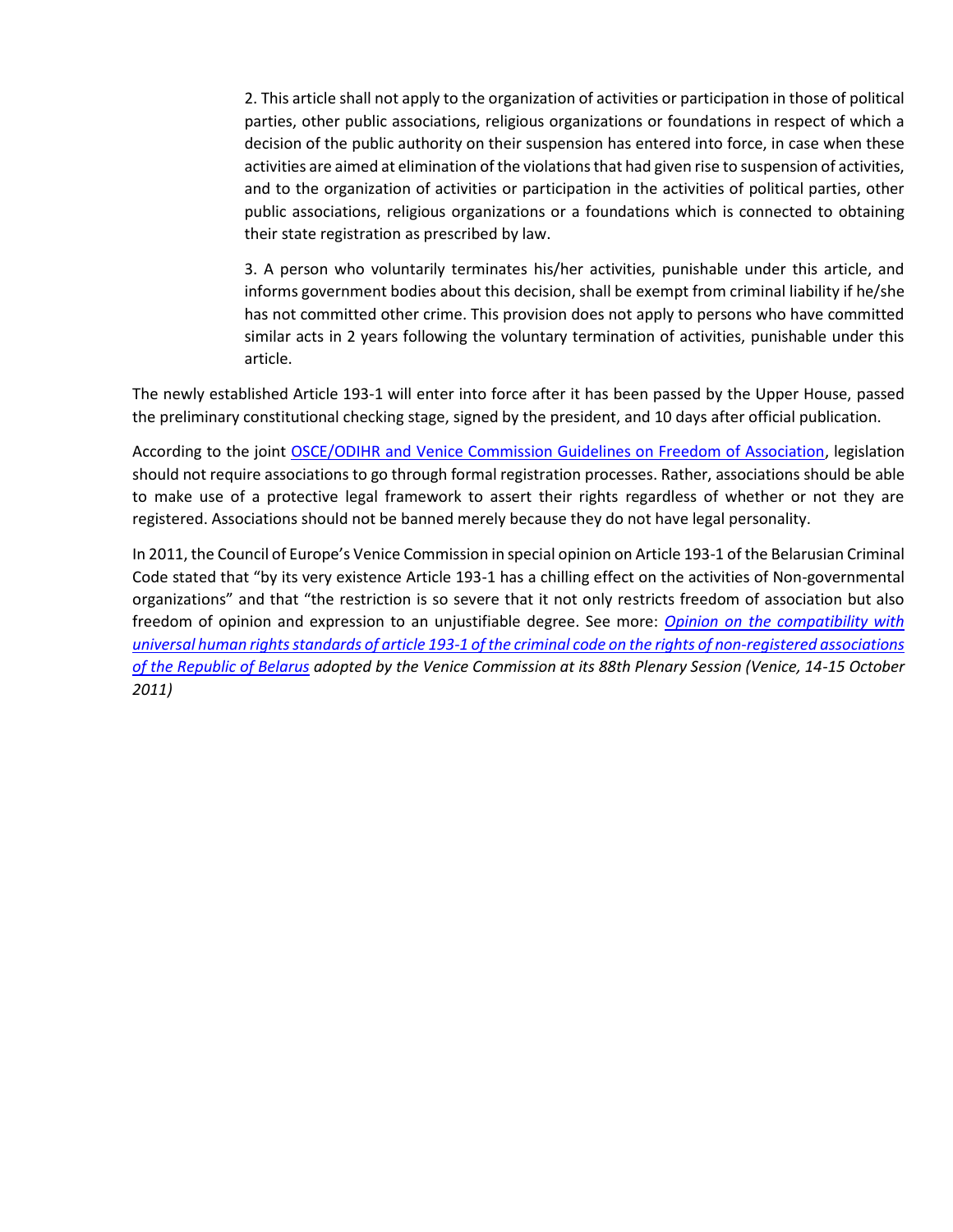2. This article shall not apply to the organization of activities or participation in those of political parties, other public associations, religious organizations or foundations in respect of which a decision of the public authority on their suspension has entered into force, in case when these activities are aimed at elimination of the violations that had given rise to suspension of activities, and to the organization of activities or participation in the activities of political parties, other public associations, religious organizations or a foundations which is connected to obtaining their state registration as prescribed by law.

3. A person who voluntarily terminates his/her activities, punishable under this article, and informs government bodies about this decision, shall be exempt from criminal liability if he/she has not committed other crime. This provision does not apply to persons who have committed similar acts in 2 years following the voluntary termination of activities, punishable under this article.

The newly established Article 193-1 will enter into force after it has been passed by the Upper House, passed the preliminary constitutional checking stage, signed by the president, and 10 days after official publication.

According to the joint OSCE/ODIHR and Venice Commission Guidelines on Freedom of Association, legislation should not require associations to go through formal registration processes. Rather, associations should be able to make use of a protective legal framework to assert their rights regardless of whether or not they are registered. Associations should not be banned merely because they do not have legal personality.

In 2011, the Council of Europe's Venice Commission in special opinion on Article 193-1 of the Belarusian Criminal Code stated that "by its very existence Article 193-1 has a chilling effect on the activities of Non-governmental organizations" and that "the restriction is so severe that it not only restricts freedom of association but also freedom of opinion and expression to an unjustifiable degree. See more: *Opinion on the compatibility with universal human rights standards of article 193-1 of the criminal code on the rights of non-registered associations of the Republic of Belarus adopted by the Venice Commission at its 88th Plenary Session (Venice, 14-15 October 2011)*